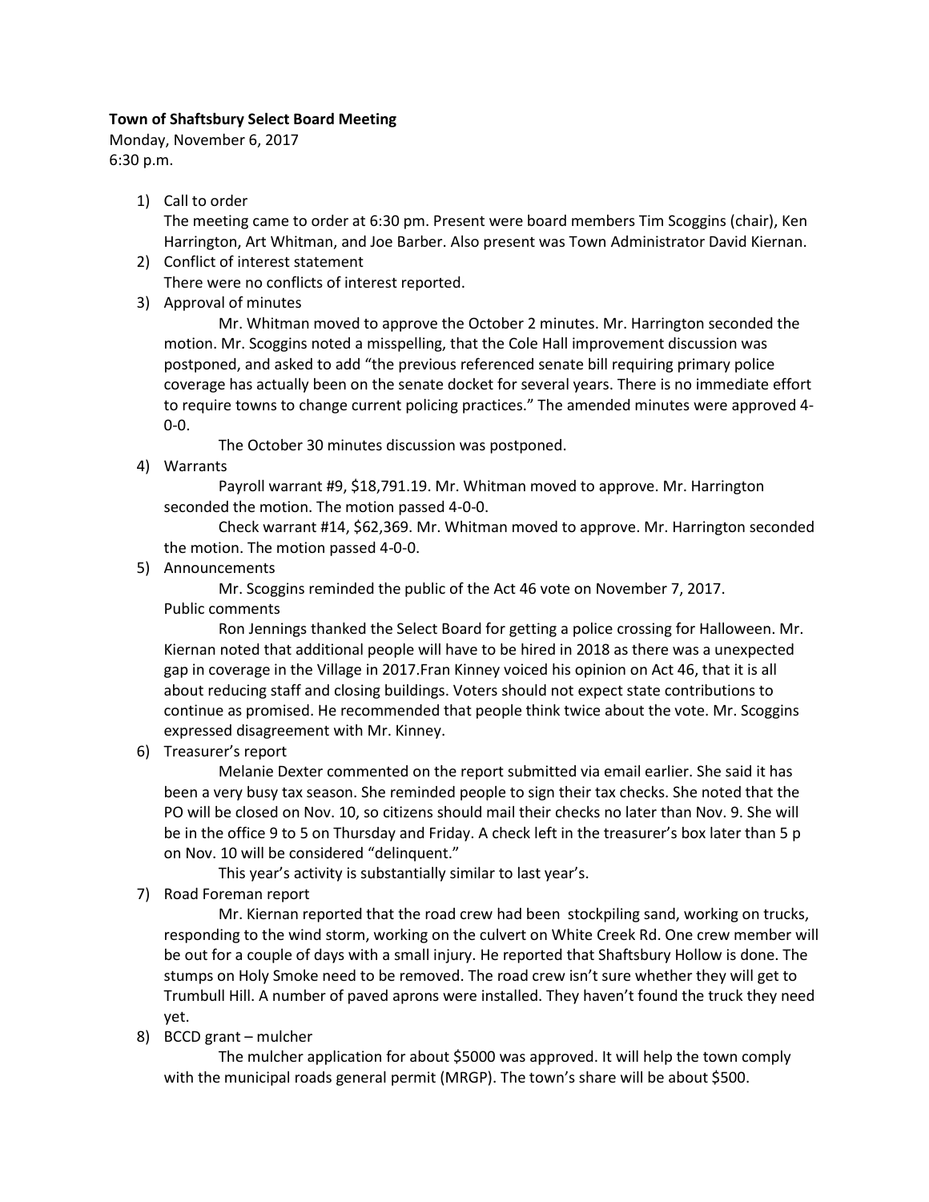**Town of Shaftsbury Select Board Meeting**

Monday, November 6, 2017

6:30 p.m.

1) Call to order

   The meeting came to order at 6:30 pm. Present were board members Tim Scoggins (chair), Ken Harrington, Art Whitman, and Joe Barber. Also present was Town Administrator David Kiernan.

2) Conflict of interest statement

   There were no conflicts of interest reported.

3) Approval of minutes

   Mr. Whitman moved to approve the October 2 minutes. Mr. Harrington seconded the motion. Mr. Scoggins noted a misspelling, that the Cole Hall improvement discussion was postponed, and asked to add "the previous referenced senate bill requiring primary police coverage has actually been on the senate docket for several years. There is no immediate effort to require towns to change current policing practices." The amended minutes were approved 4-0-0.

   The October 30 minutes discussion was postponed.

4) Warrants

   Payroll warrant #9, $18,791.19. Mr. Whitman moved to approve. Mr. Harrington seconded the motion. The motion passed 4-0-0.

   Check warrant #14, $62,369. Mr. Whitman moved to approve. Mr. Harrington seconded the motion. The motion passed 4-0-0.

5) Announcements

   Mr. Scoggins reminded the public of the Act 46 vote on November 7, 2017.

   Public comments

   Ron Jennings thanked the Select Board for getting a police crossing for Halloween. Mr. Kiernan noted that additional people will have to be hired in 2018 as there was a unexpected gap in coverage in the Village in 2017.Fran Kinney voiced his opinion on Act 46, that it is all about reducing staff and closing buildings. Voters should not expect state contributions to continue as promised. He recommended that people think twice about the vote. Mr. Scoggins expressed disagreement with Mr. Kinney.

6) Treasurer's report

   Melanie Dexter commented on the report submitted via email earlier. She said it has been a very busy tax season. She reminded people to sign their tax checks. She noted that the PO will be closed on Nov. 10, so citizens should mail their checks no later than Nov. 9. She will be in the office 9 to 5 on Thursday and Friday. A check left in the treasurer's box later than 5 p on Nov. 10 will be considered "delinquent."

   This year's activity is substantially similar to last year's.

7) Road Foreman report

   Mr. Kiernan reported that the road crew had been stockpiling sand, working on trucks, responding to the wind storm, working on the culvert on White Creek Rd. One crew member will be out for a couple of days with a small injury. He reported that Shaftsbury Hollow is done. The stumps on Holy Smoke need to be removed. The road crew isn't sure whether they will get to Trumbull Hill. A number of paved aprons were installed. They haven't found the truck they need yet.

8) BCCD grant – mulcher

   The mulcher application for about $5000 was approved. It will help the town comply with the municipal roads general permit (MRGP). The town's share will be about $500.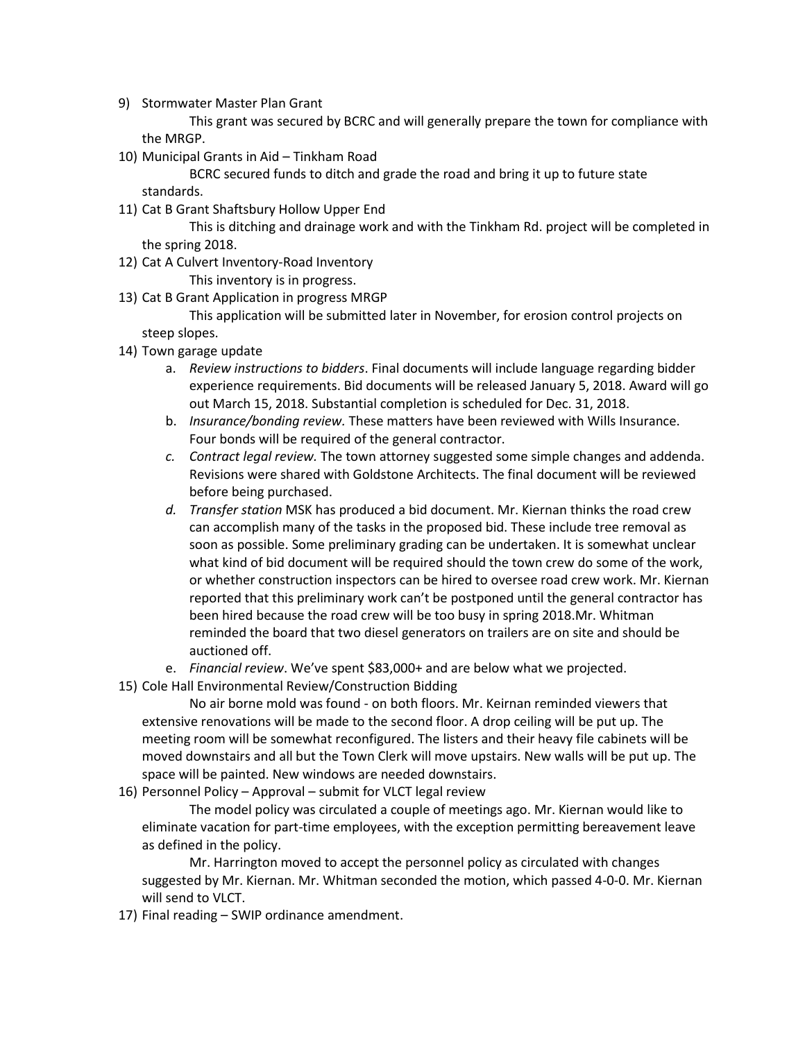9) Stormwater Master Plan Grant

    This grant was secured by BCRC and will generally prepare the town for compliance with the MRGP.

10) Municipal Grants in Aid – Tinkham Road

    BCRC secured funds to ditch and grade the road and bring it up to future state standards.

11) Cat B Grant Shaftsbury Hollow Upper End

    This is ditching and drainage work and with the Tinkham Rd. project will be completed in the spring 2018.

12) Cat A Culvert Inventory-Road Inventory

    This inventory is in progress.

13) Cat B Grant Application in progress MRGP

    This application will be submitted later in November, for erosion control projects on steep slopes.

14) Town garage update
    a. *Review instructions to bidders*. Final documents will include language regarding bidder experience requirements. Bid documents will be released January 5, 2018. Award will go out March 15, 2018. Substantial completion is scheduled for Dec. 31, 2018.
    b. *Insurance/bonding review.* These matters have been reviewed with Wills Insurance. Four bonds will be required of the general contractor.
    c. *Contract legal review.* The town attorney suggested some simple changes and addenda. Revisions were shared with Goldstone Architects. The final document will be reviewed before being purchased.
    d. *Transfer station* MSK has produced a bid document. Mr. Kiernan thinks the road crew can accomplish many of the tasks in the proposed bid. These include tree removal as soon as possible. Some preliminary grading can be undertaken. It is somewhat unclear what kind of bid document will be required should the town crew do some of the work, or whether construction inspectors can be hired to oversee road crew work. Mr. Kiernan reported that this preliminary work can't be postponed until the general contractor has been hired because the road crew will be too busy in spring 2018.Mr. Whitman reminded the board that two diesel generators on trailers are on site and should be auctioned off.
    e. *Financial review*. We've spent $83,000+ and are below what we projected.

15) Cole Hall Environmental Review/Construction Bidding

    No air borne mold was found - on both floors. Mr. Keirnan reminded viewers that extensive renovations will be made to the second floor. A drop ceiling will be put up. The meeting room will be somewhat reconfigured. The listers and their heavy file cabinets will be moved downstairs and all but the Town Clerk will move upstairs. New walls will be put up. The space will be painted. New windows are needed downstairs.

16) Personnel Policy – Approval – submit for VLCT legal review

    The model policy was circulated a couple of meetings ago. Mr. Kiernan would like to eliminate vacation for part-time employees, with the exception permitting bereavement leave as defined in the policy.

    Mr. Harrington moved to accept the personnel policy as circulated with changes suggested by Mr. Kiernan. Mr. Whitman seconded the motion, which passed 4-0-0. Mr. Kiernan will send to VLCT.

17) Final reading – SWIP ordinance amendment.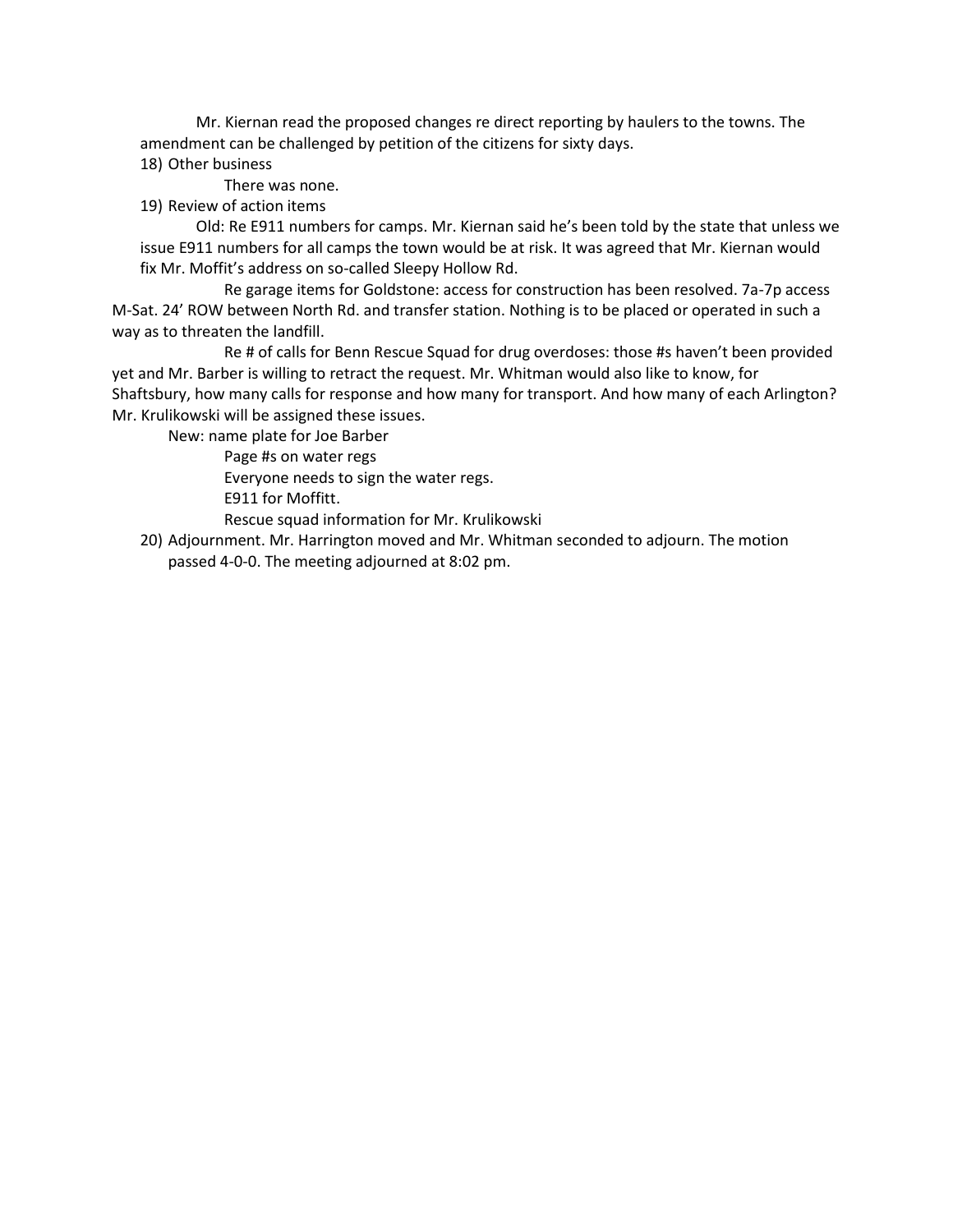Mr. Kiernan read the proposed changes re direct reporting by haulers to the towns. The amendment can be challenged by petition of the citizens for sixty days.

18) Other business

    There was none.

19) Review of action items

    Old: Re E911 numbers for camps. Mr. Kiernan said he's been told by the state that unless we issue E911 numbers for all camps the town would be at risk. It was agreed that Mr. Kiernan would fix Mr. Moffit's address on so-called Sleepy Hollow Rd.

    Re garage items for Goldstone: access for construction has been resolved. 7a-7p access M-Sat. 24' ROW between North Rd. and transfer station. Nothing is to be placed or operated in such a way as to threaten the landfill.

    Re # of calls for Benn Rescue Squad for drug overdoses: those #s haven't been provided yet and Mr. Barber is willing to retract the request. Mr. Whitman would also like to know, for Shaftsbury, how many calls for response and how many for transport. And how many of each Arlington? Mr. Krulikowski will be assigned these issues.

    New: name plate for Joe Barber

    Page #s on water regs

    Everyone needs to sign the water regs.

    E911 for Moffitt.

    Rescue squad information for Mr. Krulikowski

20) Adjournment. Mr. Harrington moved and Mr. Whitman seconded to adjourn. The motion passed 4-0-0. The meeting adjourned at 8:02 pm.